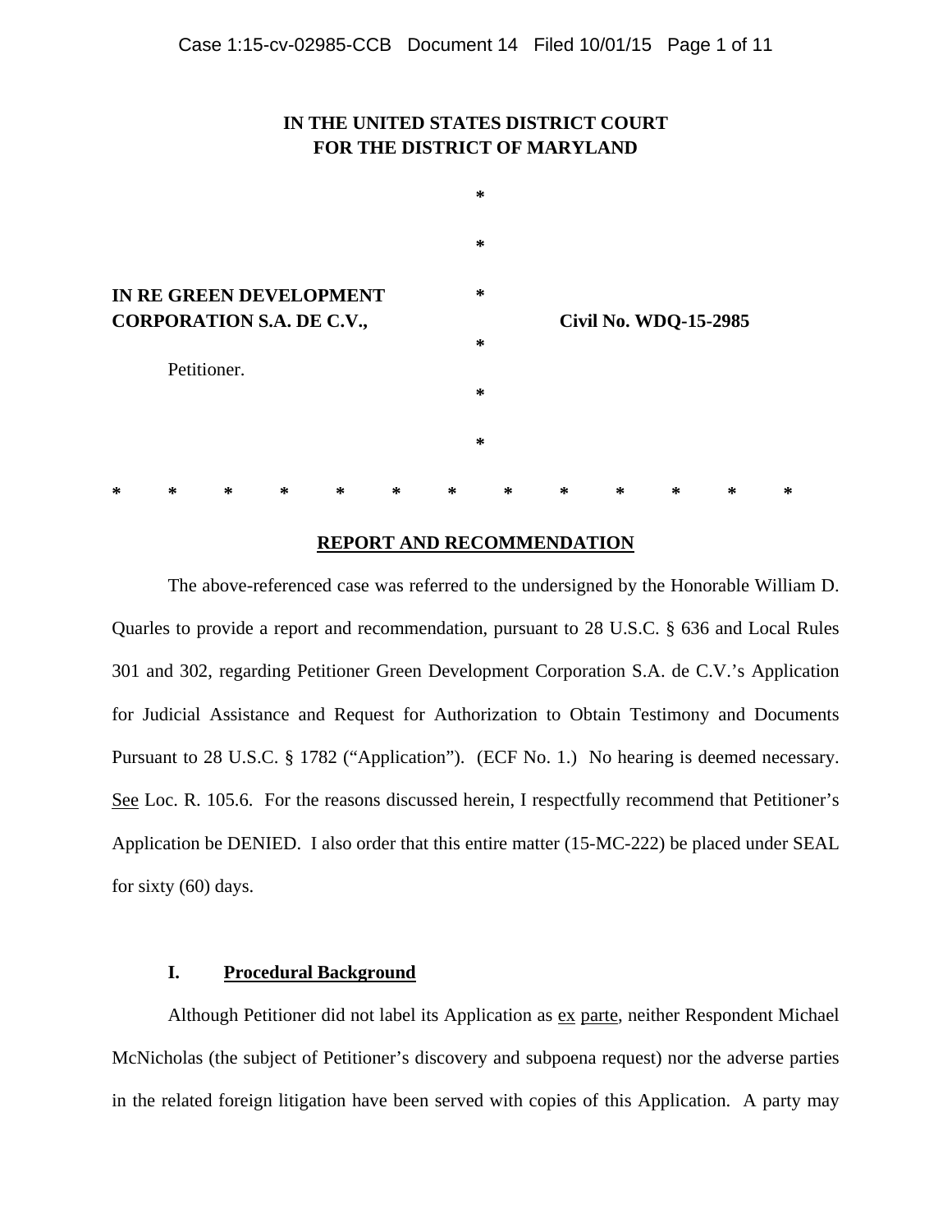**IN THE UNITED STATES DISTRICT COURT**
**FOR THE DISTRICT OF MARYLAND**

| | | |
|---|---|---|
| **IN RE GREEN DEVELOPMENT CORPORATION S.A. DE C.V.,** | * | **Civil No. WDQ-15-2985** |
| Petitioner. | * | |

\* \* \* \* \* \* \* \* \* \* \* \* \*

## REPORT AND RECOMMENDATION

The above-referenced case was referred to the undersigned by the Honorable William D. Quarles to provide a report and recommendation, pursuant to 28 U.S.C. § 636 and Local Rules 301 and 302, regarding Petitioner Green Development Corporation S.A. de C.V.'s Application for Judicial Assistance and Request for Authorization to Obtain Testimony and Documents Pursuant to 28 U.S.C. § 1782 ("Application"). (ECF No. 1.) No hearing is deemed necessary. See Loc. R. 105.6. For the reasons discussed herein, I respectfully recommend that Petitioner's Application be DENIED. I also order that this entire matter (15-MC-222) be placed under SEAL for sixty (60) days.

### I. Procedural Background

Although Petitioner did not label its Application as ex parte, neither Respondent Michael McNicholas (the subject of Petitioner's discovery and subpoena request) nor the adverse parties in the related foreign litigation have been served with copies of this Application. A party may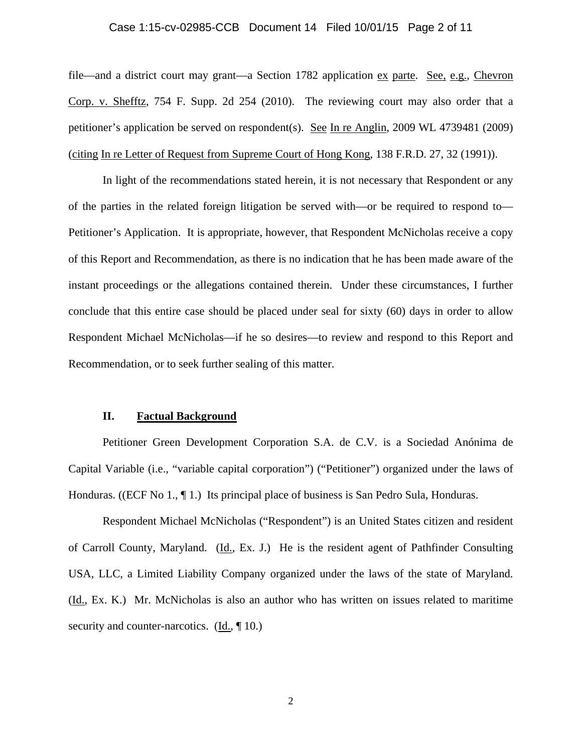file—and a district court may grant—a Section 1782 application ex parte. See, e.g., Chevron Corp. v. Shefftz, 754 F. Supp. 2d 254 (2010). The reviewing court may also order that a petitioner's application be served on respondent(s). See In re Anglin, 2009 WL 4739481 (2009) (citing In re Letter of Request from Supreme Court of Hong Kong, 138 F.R.D. 27, 32 (1991)).

In light of the recommendations stated herein, it is not necessary that Respondent or any of the parties in the related foreign litigation be served with—or be required to respond to—Petitioner's Application. It is appropriate, however, that Respondent McNicholas receive a copy of this Report and Recommendation, as there is no indication that he has been made aware of the instant proceedings or the allegations contained therein. Under these circumstances, I further conclude that this entire case should be placed under seal for sixty (60) days in order to allow Respondent Michael McNicholas—if he so desires—to review and respond to this Report and Recommendation, or to seek further sealing of this matter.

## II. Factual Background

Petitioner Green Development Corporation S.A. de C.V. is a Sociedad Anónima de Capital Variable (i.e., "variable capital corporation") ("Petitioner") organized under the laws of Honduras. ((ECF No 1., ¶ 1.) Its principal place of business is San Pedro Sula, Honduras.

Respondent Michael McNicholas ("Respondent") is an United States citizen and resident of Carroll County, Maryland. (Id., Ex. J.) He is the resident agent of Pathfinder Consulting USA, LLC, a Limited Liability Company organized under the laws of the state of Maryland. (Id., Ex. K.) Mr. McNicholas is also an author who has written on issues related to maritime security and counter-narcotics. (Id., ¶ 10.)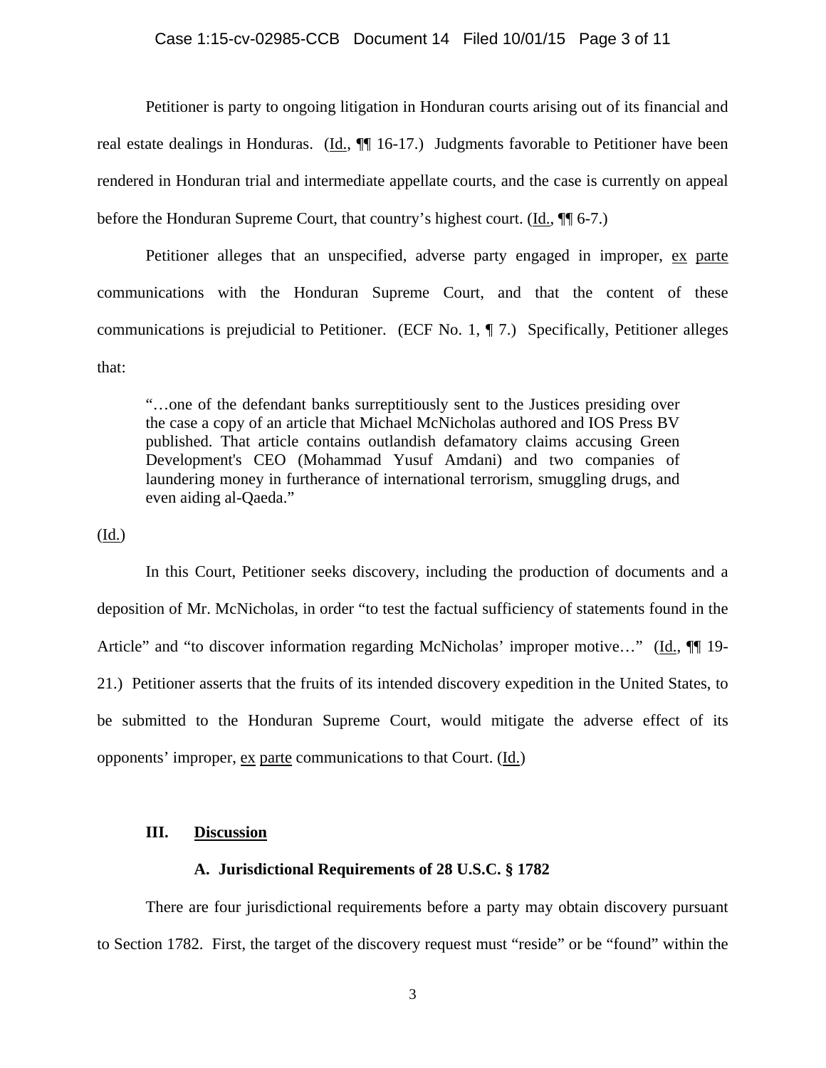Petitioner is party to ongoing litigation in Honduran courts arising out of its financial and real estate dealings in Honduras. (Id., ¶¶ 16-17.) Judgments favorable to Petitioner have been rendered in Honduran trial and intermediate appellate courts, and the case is currently on appeal before the Honduran Supreme Court, that country's highest court. (Id., ¶¶ 6-7.)

Petitioner alleges that an unspecified, adverse party engaged in improper, ex parte communications with the Honduran Supreme Court, and that the content of these communications is prejudicial to Petitioner. (ECF No. 1, ¶ 7.) Specifically, Petitioner alleges that:

> "…one of the defendant banks surreptitiously sent to the Justices presiding over the case a copy of an article that Michael McNicholas authored and IOS Press BV published. That article contains outlandish defamatory claims accusing Green Development's CEO (Mohammad Yusuf Amdani) and two companies of laundering money in furtherance of international terrorism, smuggling drugs, and even aiding al-Qaeda."

(Id.)

In this Court, Petitioner seeks discovery, including the production of documents and a deposition of Mr. McNicholas, in order "to test the factual sufficiency of statements found in the Article" and "to discover information regarding McNicholas' improper motive…" (Id., ¶¶ 19-21.) Petitioner asserts that the fruits of its intended discovery expedition in the United States, to be submitted to the Honduran Supreme Court, would mitigate the adverse effect of its opponents' improper, ex parte communications to that Court. (Id.)

## III. Discussion

### A. Jurisdictional Requirements of 28 U.S.C. § 1782

There are four jurisdictional requirements before a party may obtain discovery pursuant to Section 1782. First, the target of the discovery request must "reside" or be "found" within the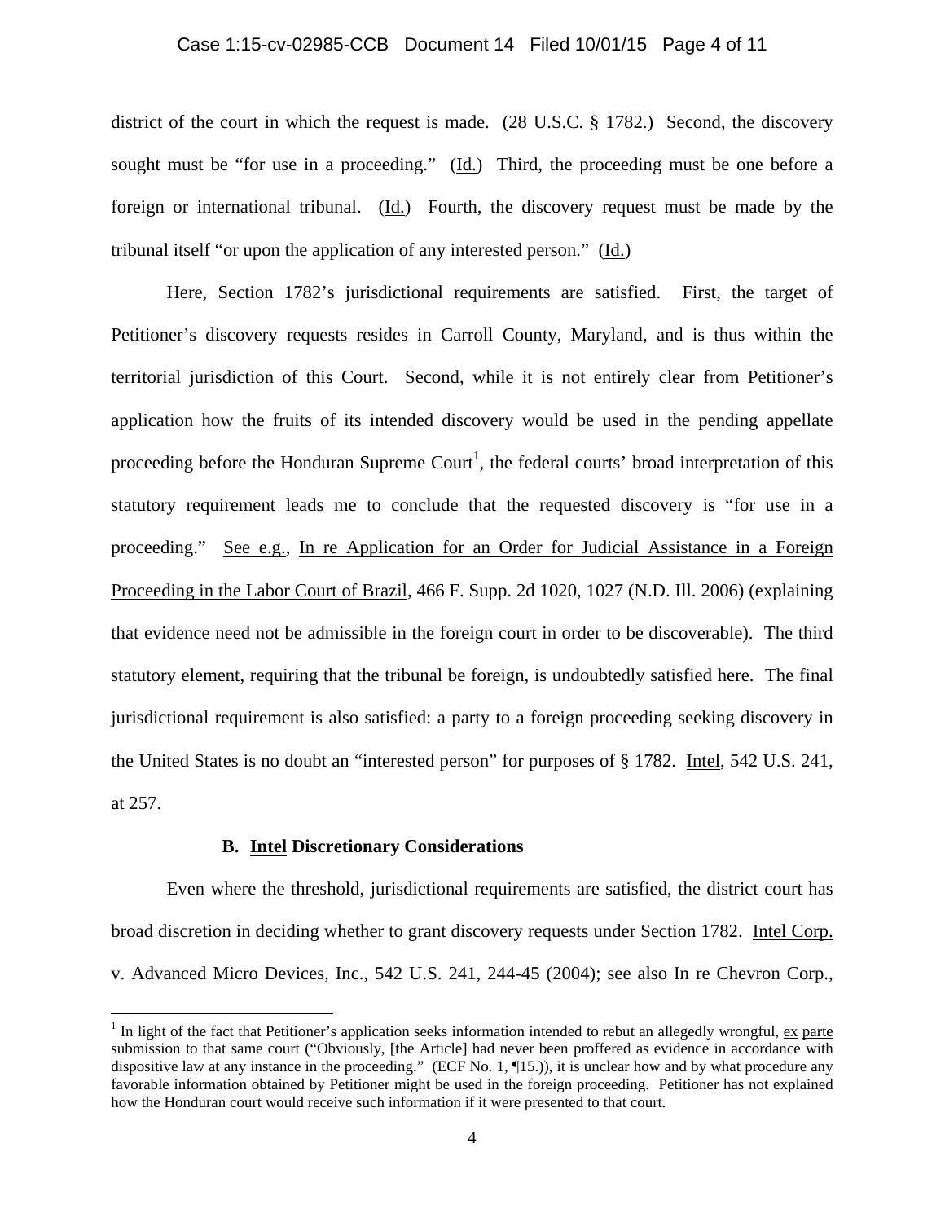district of the court in which the request is made. (28 U.S.C. § 1782.) Second, the discovery sought must be "for use in a proceeding." (Id.) Third, the proceeding must be one before a foreign or international tribunal. (Id.) Fourth, the discovery request must be made by the tribunal itself "or upon the application of any interested person." (Id.)

Here, Section 1782's jurisdictional requirements are satisfied. First, the target of Petitioner's discovery requests resides in Carroll County, Maryland, and is thus within the territorial jurisdiction of this Court. Second, while it is not entirely clear from Petitioner's application how the fruits of its intended discovery would be used in the pending appellate proceeding before the Honduran Supreme Court[1], the federal courts' broad interpretation of this statutory requirement leads me to conclude that the requested discovery is "for use in a proceeding." See e.g., In re Application for an Order for Judicial Assistance in a Foreign Proceeding in the Labor Court of Brazil, 466 F. Supp. 2d 1020, 1027 (N.D. Ill. 2006) (explaining that evidence need not be admissible in the foreign court in order to be discoverable). The third statutory element, requiring that the tribunal be foreign, is undoubtedly satisfied here. The final jurisdictional requirement is also satisfied: a party to a foreign proceeding seeking discovery in the United States is no doubt an "interested person" for purposes of § 1782. Intel, 542 U.S. 241, at 257.

### B. Intel Discretionary Considerations

Even where the threshold, jurisdictional requirements are satisfied, the district court has broad discretion in deciding whether to grant discovery requests under Section 1782. Intel Corp. v. Advanced Micro Devices, Inc., 542 U.S. 241, 244-45 (2004); see also In re Chevron Corp.,

[1] In light of the fact that Petitioner's application seeks information intended to rebut an allegedly wrongful, ex parte submission to that same court ("Obviously, [the Article] had never been proffered as evidence in accordance with dispositive law at any instance in the proceeding." (ECF No. 1, ¶15.)), it is unclear how and by what procedure any favorable information obtained by Petitioner might be used in the foreign proceeding. Petitioner has not explained how the Honduran court would receive such information if it were presented to that court.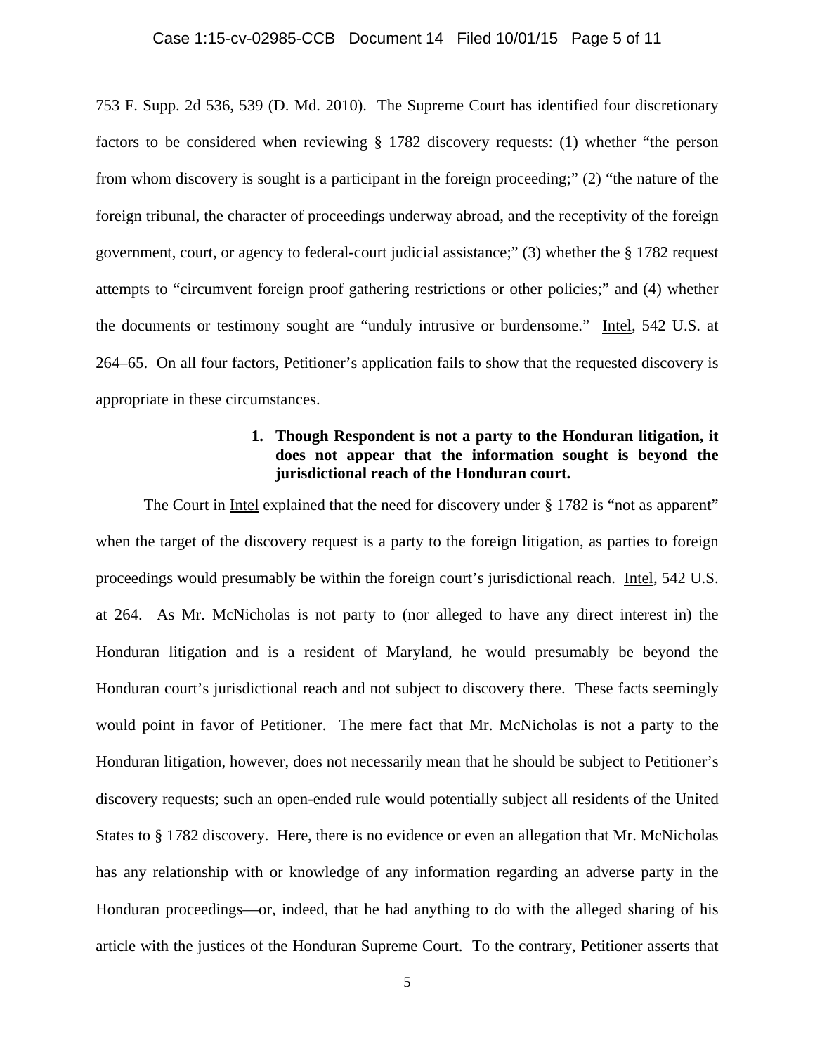753 F. Supp. 2d 536, 539 (D. Md. 2010). The Supreme Court has identified four discretionary factors to be considered when reviewing § 1782 discovery requests: (1) whether "the person from whom discovery is sought is a participant in the foreign proceeding;" (2) "the nature of the foreign tribunal, the character of proceedings underway abroad, and the receptivity of the foreign government, court, or agency to federal-court judicial assistance;" (3) whether the § 1782 request attempts to "circumvent foreign proof gathering restrictions or other policies;" and (4) whether the documents or testimony sought are "unduly intrusive or burdensome." Intel, 542 U.S. at 264–65. On all four factors, Petitioner's application fails to show that the requested discovery is appropriate in these circumstances.

**1. Though Respondent is not a party to the Honduran litigation, it does not appear that the information sought is beyond the jurisdictional reach of the Honduran court.**

The Court in Intel explained that the need for discovery under § 1782 is "not as apparent" when the target of the discovery request is a party to the foreign litigation, as parties to foreign proceedings would presumably be within the foreign court's jurisdictional reach. Intel, 542 U.S. at 264. As Mr. McNicholas is not party to (nor alleged to have any direct interest in) the Honduran litigation and is a resident of Maryland, he would presumably be beyond the Honduran court's jurisdictional reach and not subject to discovery there. These facts seemingly would point in favor of Petitioner. The mere fact that Mr. McNicholas is not a party to the Honduran litigation, however, does not necessarily mean that he should be subject to Petitioner's discovery requests; such an open-ended rule would potentially subject all residents of the United States to § 1782 discovery. Here, there is no evidence or even an allegation that Mr. McNicholas has any relationship with or knowledge of any information regarding an adverse party in the Honduran proceedings—or, indeed, that he had anything to do with the alleged sharing of his article with the justices of the Honduran Supreme Court. To the contrary, Petitioner asserts that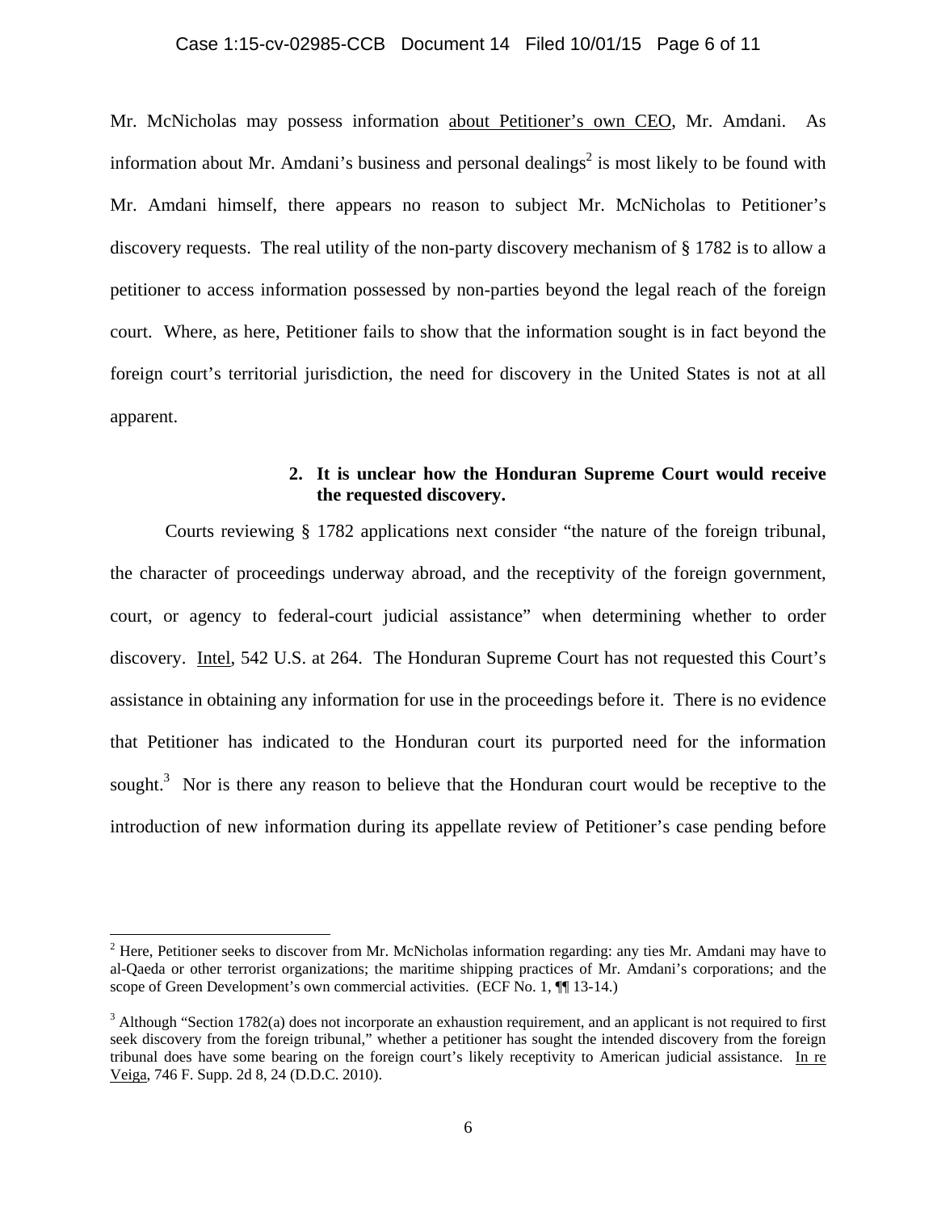Mr. McNicholas may possess information about Petitioner's own CEO, Mr. Amdani. As information about Mr. Amdani's business and personal dealings[2] is most likely to be found with Mr. Amdani himself, there appears no reason to subject Mr. McNicholas to Petitioner's discovery requests. The real utility of the non-party discovery mechanism of § 1782 is to allow a petitioner to access information possessed by non-parties beyond the legal reach of the foreign court. Where, as here, Petitioner fails to show that the information sought is in fact beyond the foreign court's territorial jurisdiction, the need for discovery in the United States is not at all apparent.

**2. It is unclear how the Honduran Supreme Court would receive the requested discovery.**

Courts reviewing § 1782 applications next consider "the nature of the foreign tribunal, the character of proceedings underway abroad, and the receptivity of the foreign government, court, or agency to federal-court judicial assistance" when determining whether to order discovery. Intel, 542 U.S. at 264. The Honduran Supreme Court has not requested this Court's assistance in obtaining any information for use in the proceedings before it. There is no evidence that Petitioner has indicated to the Honduran court its purported need for the information sought.[3] Nor is there any reason to believe that the Honduran court would be receptive to the introduction of new information during its appellate review of Petitioner's case pending before

---

[2] Here, Petitioner seeks to discover from Mr. McNicholas information regarding: any ties Mr. Amdani may have to al-Qaeda or other terrorist organizations; the maritime shipping practices of Mr. Amdani's corporations; and the scope of Green Development's own commercial activities. (ECF No. 1, ¶¶ 13-14.)

[3] Although "Section 1782(a) does not incorporate an exhaustion requirement, and an applicant is not required to first seek discovery from the foreign tribunal," whether a petitioner has sought the intended discovery from the foreign tribunal does have some bearing on the foreign court's likely receptivity to American judicial assistance. In re Veiga, 746 F. Supp. 2d 8, 24 (D.D.C. 2010).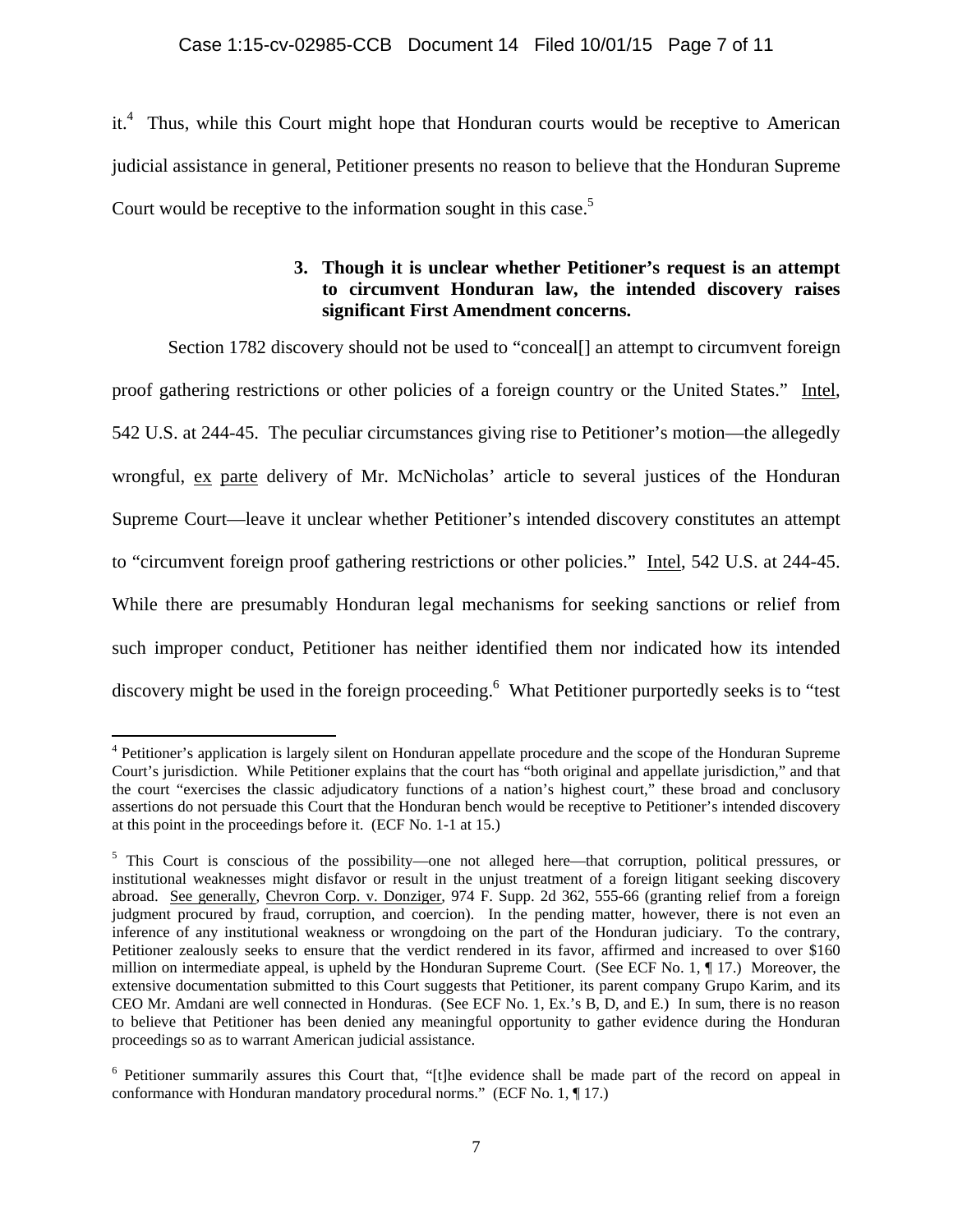it.[4] Thus, while this Court might hope that Honduran courts would be receptive to American judicial assistance in general, Petitioner presents no reason to believe that the Honduran Supreme Court would be receptive to the information sought in this case.[5]

### 3. Though it is unclear whether Petitioner's request is an attempt to circumvent Honduran law, the intended discovery raises significant First Amendment concerns.

Section 1782 discovery should not be used to "conceal[] an attempt to circumvent foreign proof gathering restrictions or other policies of a foreign country or the United States." Intel, 542 U.S. at 244-45. The peculiar circumstances giving rise to Petitioner's motion—the allegedly wrongful, ex parte delivery of Mr. McNicholas' article to several justices of the Honduran Supreme Court—leave it unclear whether Petitioner's intended discovery constitutes an attempt to "circumvent foreign proof gathering restrictions or other policies." Intel, 542 U.S. at 244-45. While there are presumably Honduran legal mechanisms for seeking sanctions or relief from such improper conduct, Petitioner has neither identified them nor indicated how its intended discovery might be used in the foreign proceeding.[6] What Petitioner purportedly seeks is to "test

---

[4] Petitioner's application is largely silent on Honduran appellate procedure and the scope of the Honduran Supreme Court's jurisdiction. While Petitioner explains that the court has "both original and appellate jurisdiction," and that the court "exercises the classic adjudicatory functions of a nation's highest court," these broad and conclusory assertions do not persuade this Court that the Honduran bench would be receptive to Petitioner's intended discovery at this point in the proceedings before it. (ECF No. 1-1 at 15.)

[5] This Court is conscious of the possibility—one not alleged here—that corruption, political pressures, or institutional weaknesses might disfavor or result in the unjust treatment of a foreign litigant seeking discovery abroad. See generally, Chevron Corp. v. Donziger, 974 F. Supp. 2d 362, 555-66 (granting relief from a foreign judgment procured by fraud, corruption, and coercion). In the pending matter, however, there is not even an inference of any institutional weakness or wrongdoing on the part of the Honduran judiciary. To the contrary, Petitioner zealously seeks to ensure that the verdict rendered in its favor, affirmed and increased to over $160 million on intermediate appeal, is upheld by the Honduran Supreme Court. (See ECF No. 1, ¶ 17.) Moreover, the extensive documentation submitted to this Court suggests that Petitioner, its parent company Grupo Karim, and its CEO Mr. Amdani are well connected in Honduras. (See ECF No. 1, Ex.'s B, D, and E.) In sum, there is no reason to believe that Petitioner has been denied any meaningful opportunity to gather evidence during the Honduran proceedings so as to warrant American judicial assistance.

[6] Petitioner summarily assures this Court that, "[t]he evidence shall be made part of the record on appeal in conformance with Honduran mandatory procedural norms." (ECF No. 1, ¶ 17.)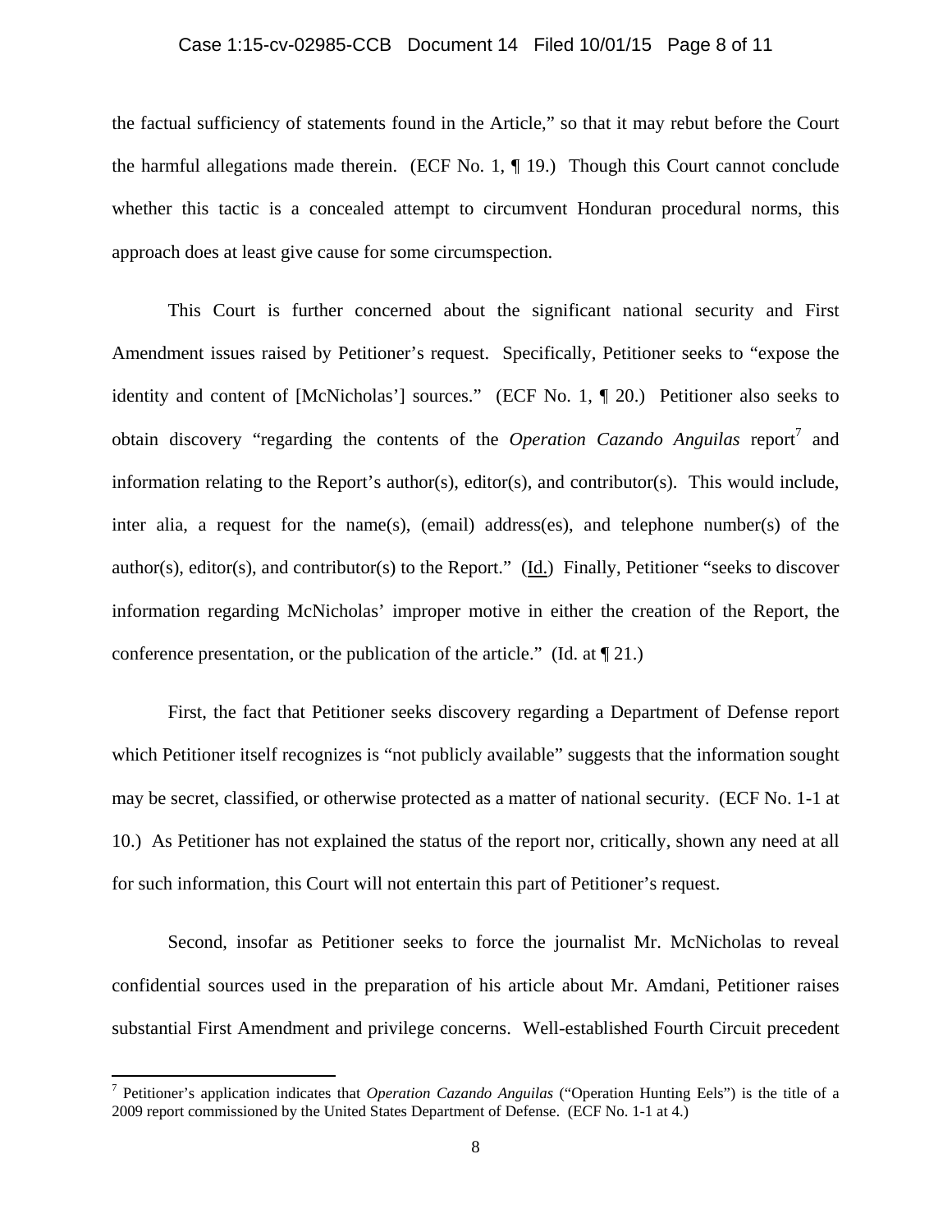the factual sufficiency of statements found in the Article," so that it may rebut before the Court the harmful allegations made therein. (ECF No. 1, ¶ 19.) Though this Court cannot conclude whether this tactic is a concealed attempt to circumvent Honduran procedural norms, this approach does at least give cause for some circumspection.

This Court is further concerned about the significant national security and First Amendment issues raised by Petitioner's request. Specifically, Petitioner seeks to "expose the identity and content of [McNicholas'] sources." (ECF No. 1, ¶ 20.) Petitioner also seeks to obtain discovery "regarding the contents of the *Operation Cazando Anguilas* report[7] and information relating to the Report's author(s), editor(s), and contributor(s). This would include, inter alia, a request for the name(s), (email) address(es), and telephone number(s) of the author(s), editor(s), and contributor(s) to the Report." (Id.) Finally, Petitioner "seeks to discover information regarding McNicholas' improper motive in either the creation of the Report, the conference presentation, or the publication of the article." (Id. at ¶ 21.)

First, the fact that Petitioner seeks discovery regarding a Department of Defense report which Petitioner itself recognizes is "not publicly available" suggests that the information sought may be secret, classified, or otherwise protected as a matter of national security. (ECF No. 1-1 at 10.) As Petitioner has not explained the status of the report nor, critically, shown any need at all for such information, this Court will not entertain this part of Petitioner's request.

Second, insofar as Petitioner seeks to force the journalist Mr. McNicholas to reveal confidential sources used in the preparation of his article about Mr. Amdani, Petitioner raises substantial First Amendment and privilege concerns. Well-established Fourth Circuit precedent

---

[7] Petitioner's application indicates that *Operation Cazando Anguilas* ("Operation Hunting Eels") is the title of a 2009 report commissioned by the United States Department of Defense. (ECF No. 1-1 at 4.)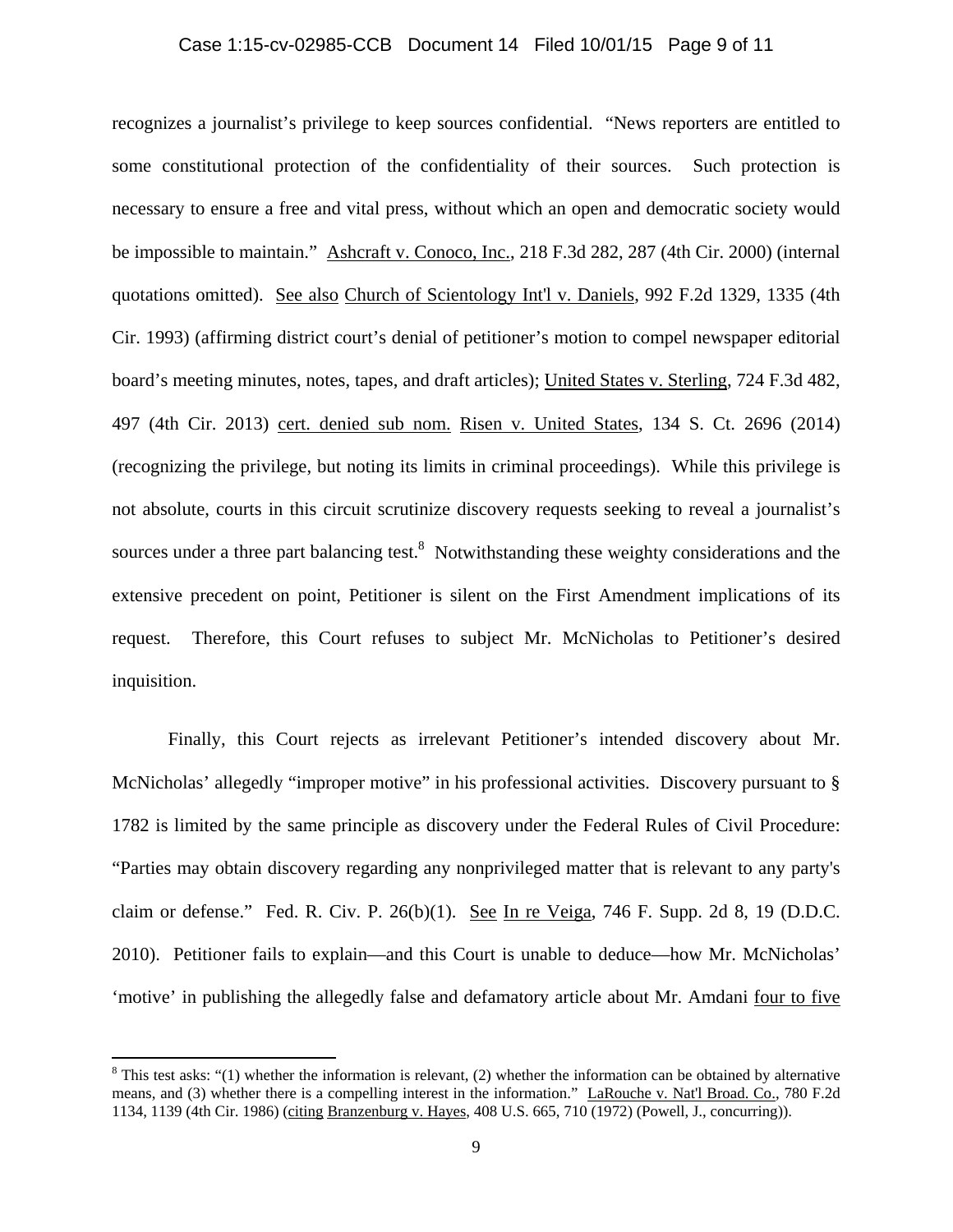recognizes a journalist's privilege to keep sources confidential. "News reporters are entitled to some constitutional protection of the confidentiality of their sources. Such protection is necessary to ensure a free and vital press, without which an open and democratic society would be impossible to maintain." Ashcraft v. Conoco, Inc., 218 F.3d 282, 287 (4th Cir. 2000) (internal quotations omitted). See also Church of Scientology Int'l v. Daniels, 992 F.2d 1329, 1335 (4th Cir. 1993) (affirming district court's denial of petitioner's motion to compel newspaper editorial board's meeting minutes, notes, tapes, and draft articles); United States v. Sterling, 724 F.3d 482, 497 (4th Cir. 2013) cert. denied sub nom. Risen v. United States, 134 S. Ct. 2696 (2014) (recognizing the privilege, but noting its limits in criminal proceedings). While this privilege is not absolute, courts in this circuit scrutinize discovery requests seeking to reveal a journalist's sources under a three part balancing test.[8] Notwithstanding these weighty considerations and the extensive precedent on point, Petitioner is silent on the First Amendment implications of its request. Therefore, this Court refuses to subject Mr. McNicholas to Petitioner's desired inquisition.

Finally, this Court rejects as irrelevant Petitioner's intended discovery about Mr. McNicholas' allegedly "improper motive" in his professional activities. Discovery pursuant to § 1782 is limited by the same principle as discovery under the Federal Rules of Civil Procedure: "Parties may obtain discovery regarding any nonprivileged matter that is relevant to any party's claim or defense." Fed. R. Civ. P. 26(b)(1). See In re Veiga, 746 F. Supp. 2d 8, 19 (D.D.C. 2010). Petitioner fails to explain—and this Court is unable to deduce—how Mr. McNicholas' 'motive' in publishing the allegedly false and defamatory article about Mr. Amdani four to five

---

[8] This test asks: "(1) whether the information is relevant, (2) whether the information can be obtained by alternative means, and (3) whether there is a compelling interest in the information." LaRouche v. Nat'l Broad. Co., 780 F.2d 1134, 1139 (4th Cir. 1986) (citing Branzenburg v. Hayes, 408 U.S. 665, 710 (1972) (Powell, J., concurring)).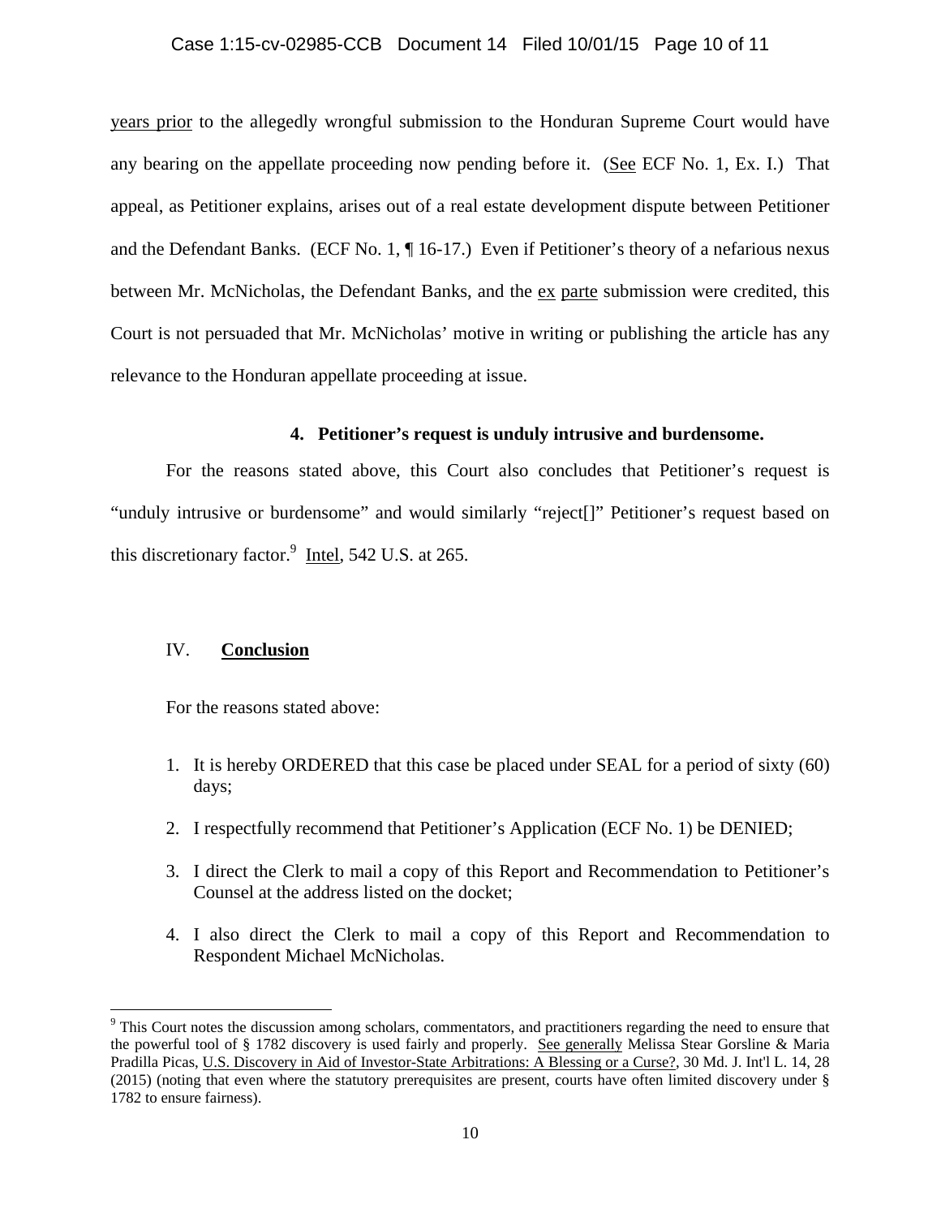years prior to the allegedly wrongful submission to the Honduran Supreme Court would have any bearing on the appellate proceeding now pending before it. (See ECF No. 1, Ex. I.) That appeal, as Petitioner explains, arises out of a real estate development dispute between Petitioner and the Defendant Banks. (ECF No. 1, ¶ 16-17.) Even if Petitioner's theory of a nefarious nexus between Mr. McNicholas, the Defendant Banks, and the ex parte submission were credited, this Court is not persuaded that Mr. McNicholas' motive in writing or publishing the article has any relevance to the Honduran appellate proceeding at issue.

#### 4. Petitioner's request is unduly intrusive and burdensome.

For the reasons stated above, this Court also concludes that Petitioner's request is "unduly intrusive or burdensome" and would similarly "reject[]" Petitioner's request based on this discretionary factor.[9] Intel, 542 U.S. at 265.

## IV. Conclusion

For the reasons stated above:

1. It is hereby ORDERED that this case be placed under SEAL for a period of sixty (60) days;
2. I respectfully recommend that Petitioner's Application (ECF No. 1) be DENIED;
3. I direct the Clerk to mail a copy of this Report and Recommendation to Petitioner's Counsel at the address listed on the docket;
4. I also direct the Clerk to mail a copy of this Report and Recommendation to Respondent Michael McNicholas.

---

[9] This Court notes the discussion among scholars, commentators, and practitioners regarding the need to ensure that the powerful tool of § 1782 discovery is used fairly and properly. See generally Melissa Stear Gorsline & Maria Pradilla Picas, U.S. Discovery in Aid of Investor-State Arbitrations: A Blessing or a Curse?, 30 Md. J. Int'l L. 14, 28 (2015) (noting that even where the statutory prerequisites are present, courts have often limited discovery under § 1782 to ensure fairness).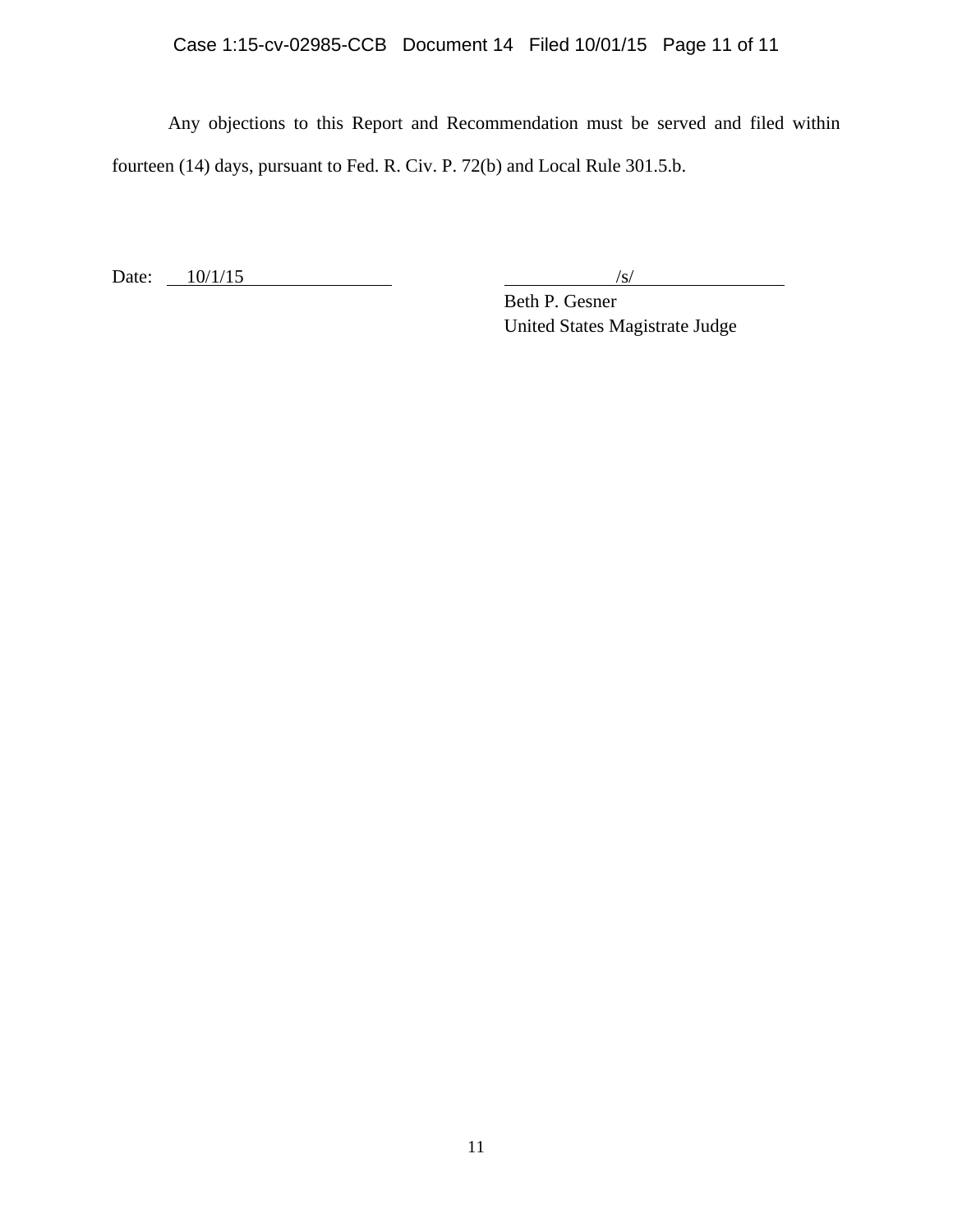Any objections to this Report and Recommendation must be served and filed within fourteen (14) days, pursuant to Fed. R. Civ. P. 72(b) and Local Rule 301.5.b.

Date: 10/1/15

/s/
Beth P. Gesner
United States Magistrate Judge